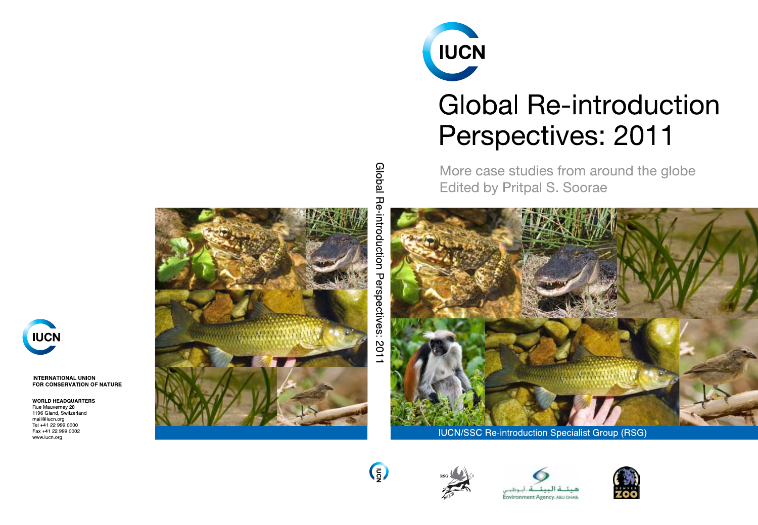# Global Re-introduction Perspectives: 2011

More case studies from around the globe
Edited by Pritpal S. Soorae

IUCN/SSC Re-introduction Specialist Group (RSG)

Global Re-introduction Perspectives: 2011

INTERNATIONAL UNION
FOR CONSERVATION OF NATURE

WORLD HEADQUARTERS
Rue Mauverney 28
1196 Gland, Switzerland
mail@iucn.org
Tel +41 22 999 0000
Fax +41 22 999 0002
www.iucn.org

هيئة البيئة - أبوظبي
Environment Agency - ABU DHABI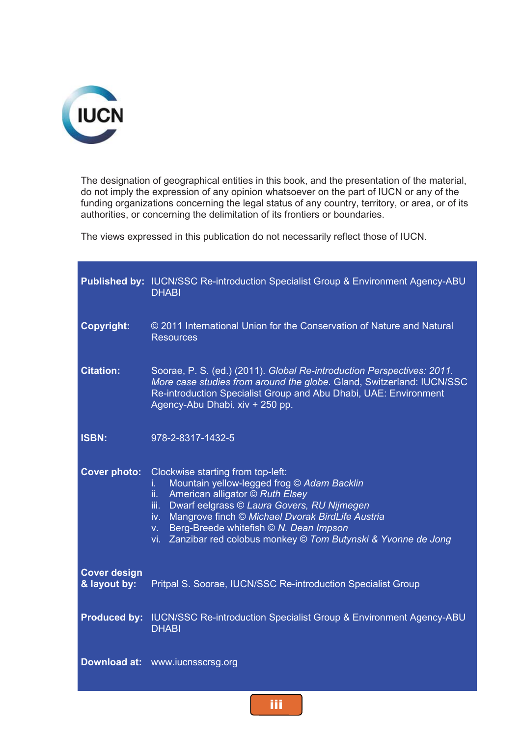The designation of geographical entities in this book, and the presentation of the material, do not imply the expression of any opinion whatsoever on the part of IUCN or any of the funding organizations concerning the legal status of any country, territory, or area, or of its authorities, or concerning the delimitation of its frontiers or boundaries.

The views expressed in this publication do not necessarily reflect those of IUCN.

**Published by:** IUCN/SSC Re-introduction Specialist Group & Environment Agency-ABU DHABI

**Copyright:** © 2011 International Union for the Conservation of Nature and Natural Resources

**Citation:** Soorae, P. S. (ed.) (2011). *Global Re-introduction Perspectives: 2011. More case studies from around the globe.* Gland, Switzerland: IUCN/SSC Re-introduction Specialist Group and Abu Dhabi, UAE: Environment Agency-Abu Dhabi. xiv + 250 pp.

**ISBN:** 978-2-8317-1432-5

**Cover photo:** Clockwise starting from top-left:

i. Mountain yellow-legged frog © *Adam Backlin*
ii. American alligator © *Ruth Elsey*
iii. Dwarf eelgrass © *Laura Govers, RU Nijmegen*
iv. Mangrove finch © *Michael Dvorak BirdLife Austria*
v. Berg-Breede whitefish © *N. Dean Impson*
vi. Zanzibar red colobus monkey © *Tom Butynski & Yvonne de Jong*

**Cover design & layout by:** Pritpal S. Soorae, IUCN/SSC Re-introduction Specialist Group

**Produced by:** IUCN/SSC Re-introduction Specialist Group & Environment Agency-ABU DHABI

**Download at:** www.iucnsscrsg.org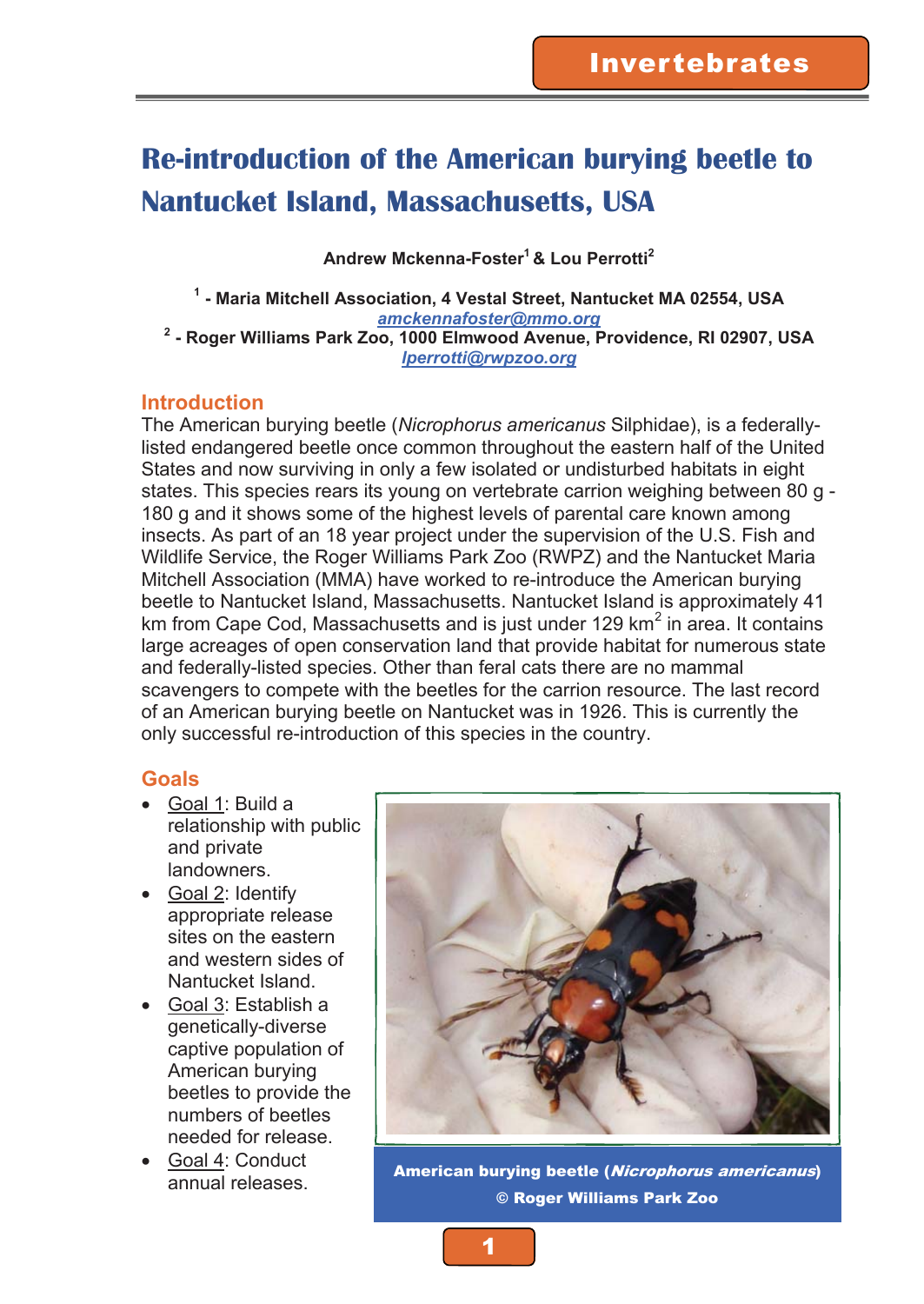Invertebrates

# Re-introduction of the American burying beetle to Nantucket Island, Massachusetts, USA

**Andrew Mckenna-Foster[1] & Lou Perrotti[2]**

**[1] - Maria Mitchell Association, 4 Vestal Street, Nantucket MA 02554, USA**
*amckennafoster@mmo.org*
**[2] - Roger Williams Park Zoo, 1000 Elmwood Avenue, Providence, RI 02907, USA**
*lperrotti@rwpzoo.org*

## Introduction

The American burying beetle (*Nicrophorus americanus* Silphidae), is a federally-listed endangered beetle once common throughout the eastern half of the United States and now surviving in only a few isolated or undisturbed habitats in eight states. This species rears its young on vertebrate carrion weighing between 80 g - 180 g and it shows some of the highest levels of parental care known among insects. As part of an 18 year project under the supervision of the U.S. Fish and Wildlife Service, the Roger Williams Park Zoo (RWPZ) and the Nantucket Maria Mitchell Association (MMA) have worked to re-introduce the American burying beetle to Nantucket Island, Massachusetts. Nantucket Island is approximately 41 km from Cape Cod, Massachusetts and is just under 129 km$^2$ in area. It contains large acreages of open conservation land that provide habitat for numerous state and federally-listed species. Other than feral cats there are no mammal scavengers to compete with the beetles for the carrion resource. The last record of an American burying beetle on Nantucket was in 1926. This is currently the only successful re-introduction of this species in the country.

## Goals

- Goal 1: Build a relationship with public and private landowners.
- Goal 2: Identify appropriate release sites on the eastern and western sides of Nantucket Island.
- Goal 3: Establish a genetically-diverse captive population of American burying beetles to provide the numbers of beetles needed for release.
- Goal 4: Conduct annual releases.

**American burying beetle (*Nicrophorus americanus*)**
**© Roger Williams Park Zoo**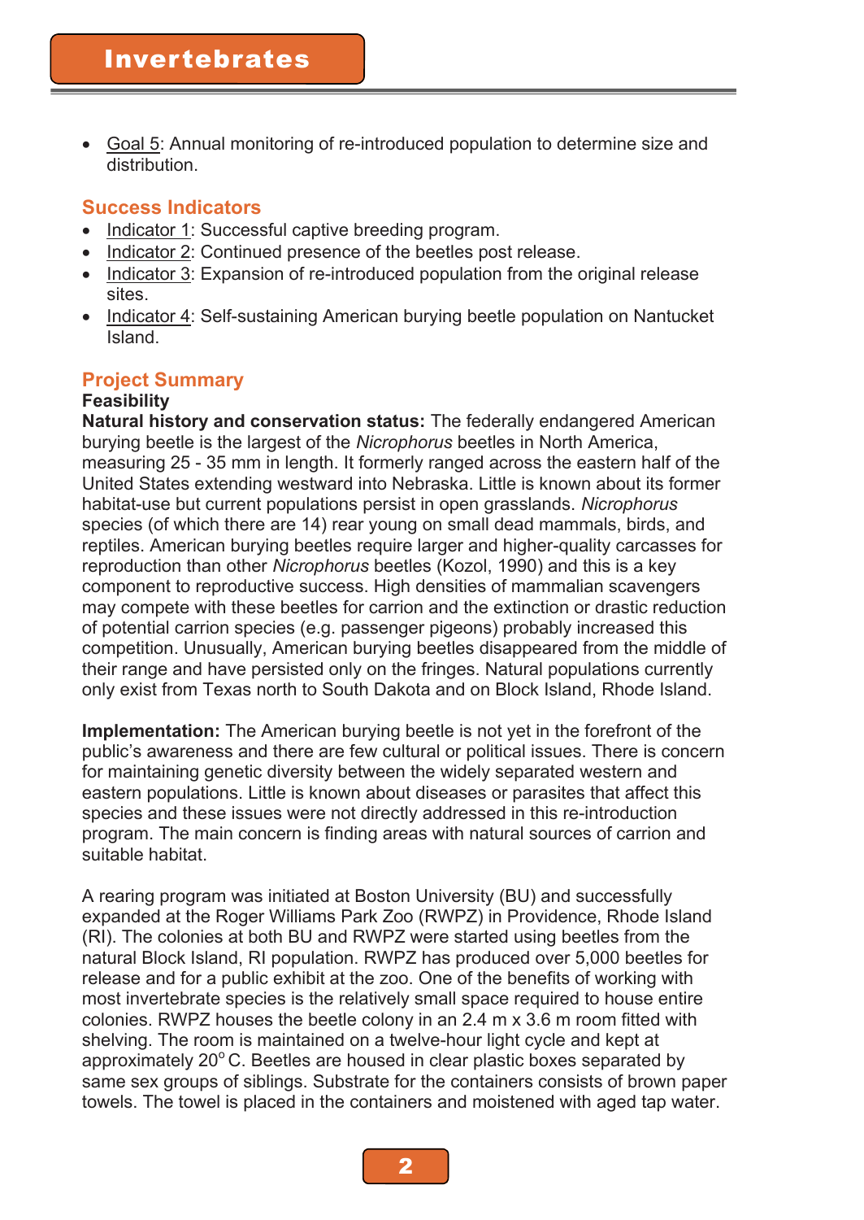# Invertebrates

- Goal 5: Annual monitoring of re-introduced population to determine size and distribution.

## Success Indicators

- Indicator 1: Successful captive breeding program.
- Indicator 2: Continued presence of the beetles post release.
- Indicator 3: Expansion of re-introduced population from the original release sites.
- Indicator 4: Self-sustaining American burying beetle population on Nantucket Island.

## Project Summary

### Feasibility

**Natural history and conservation status:** The federally endangered American burying beetle is the largest of the *Nicrophorus* beetles in North America, measuring 25 - 35 mm in length. It formerly ranged across the eastern half of the United States extending westward into Nebraska. Little is known about its former habitat-use but current populations persist in open grasslands. *Nicrophorus* species (of which there are 14) rear young on small dead mammals, birds, and reptiles. American burying beetles require larger and higher-quality carcasses for reproduction than other *Nicrophorus* beetles (Kozol, 1990) and this is a key component to reproductive success. High densities of mammalian scavengers may compete with these beetles for carrion and the extinction or drastic reduction of potential carrion species (e.g. passenger pigeons) probably increased this competition. Unusually, American burying beetles disappeared from the middle of their range and have persisted only on the fringes. Natural populations currently only exist from Texas north to South Dakota and on Block Island, Rhode Island.

**Implementation:** The American burying beetle is not yet in the forefront of the public's awareness and there are few cultural or political issues. There is concern for maintaining genetic diversity between the widely separated western and eastern populations. Little is known about diseases or parasites that affect this species and these issues were not directly addressed in this re-introduction program. The main concern is finding areas with natural sources of carrion and suitable habitat.

A rearing program was initiated at Boston University (BU) and successfully expanded at the Roger Williams Park Zoo (RWPZ) in Providence, Rhode Island (RI). The colonies at both BU and RWPZ were started using beetles from the natural Block Island, RI population. RWPZ has produced over 5,000 beetles for release and for a public exhibit at the zoo. One of the benefits of working with most invertebrate species is the relatively small space required to house entire colonies. RWPZ houses the beetle colony in an 2.4 m x 3.6 m room fitted with shelving. The room is maintained on a twelve-hour light cycle and kept at approximately 20° C. Beetles are housed in clear plastic boxes separated by same sex groups of siblings. Substrate for the containers consists of brown paper towels. The towel is placed in the containers and moistened with aged tap water.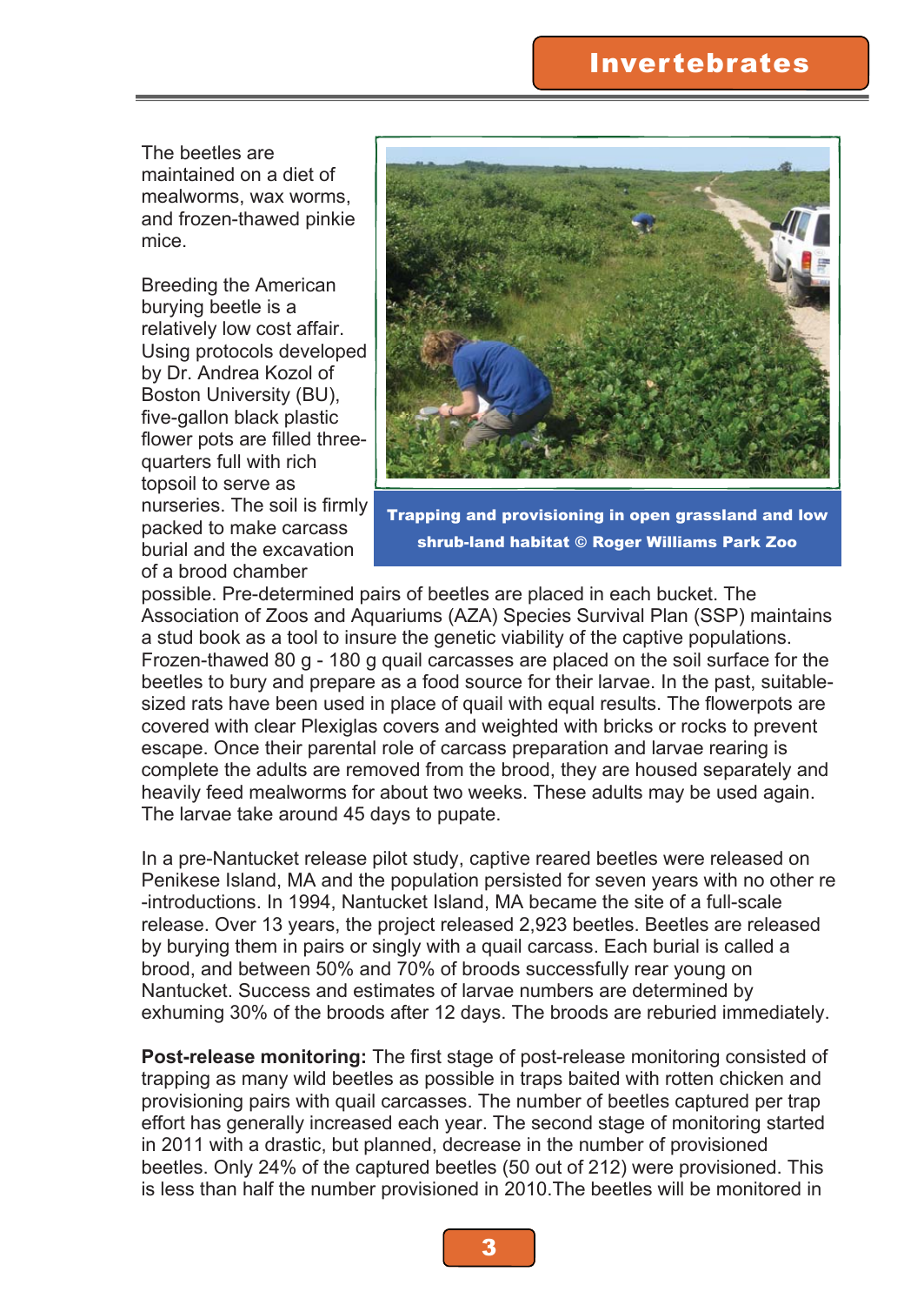The beetles are maintained on a diet of mealworms, wax worms, and frozen-thawed pinkie mice.

Breeding the American burying beetle is a relatively low cost affair. Using protocols developed by Dr. Andrea Kozol of Boston University (BU), five-gallon black plastic flower pots are filled three-quarters full with rich topsoil to serve as nurseries. The soil is firmly packed to make carcass burial and the excavation of a brood chamber possible. Pre-determined pairs of beetles are placed in each bucket. The Association of Zoos and Aquariums (AZA) Species Survival Plan (SSP) maintains a stud book as a tool to insure the genetic viability of the captive populations. Frozen-thawed 80 g - 180 g quail carcasses are placed on the soil surface for the beetles to bury and prepare as a food source for their larvae. In the past, suitable-sized rats have been used in place of quail with equal results. The flowerpots are covered with clear Plexiglas covers and weighted with bricks or rocks to prevent escape. Once their parental role of carcass preparation and larvae rearing is complete the adults are removed from the brood, they are housed separately and heavily feed mealworms for about two weeks. These adults may be used again. The larvae take around 45 days to pupate.

**Trapping and provisioning in open grassland and low shrub-land habitat © Roger Williams Park Zoo**

In a pre-Nantucket release pilot study, captive reared beetles were released on Penikese Island, MA and the population persisted for seven years with no other re-introductions. In 1994, Nantucket Island, MA became the site of a full-scale release. Over 13 years, the project released 2,923 beetles. Beetles are released by burying them in pairs or singly with a quail carcass. Each burial is called a brood, and between 50% and 70% of broods successfully rear young on Nantucket. Success and estimates of larvae numbers are determined by exhuming 30% of the broods after 12 days. The broods are reburied immediately.

**Post-release monitoring:** The first stage of post-release monitoring consisted of trapping as many wild beetles as possible in traps baited with rotten chicken and provisioning pairs with quail carcasses. The number of beetles captured per trap effort has generally increased each year. The second stage of monitoring started in 2011 with a drastic, but planned, decrease in the number of provisioned beetles. Only 24% of the captured beetles (50 out of 212) were provisioned. This is less than half the number provisioned in 2010.The beetles will be monitored in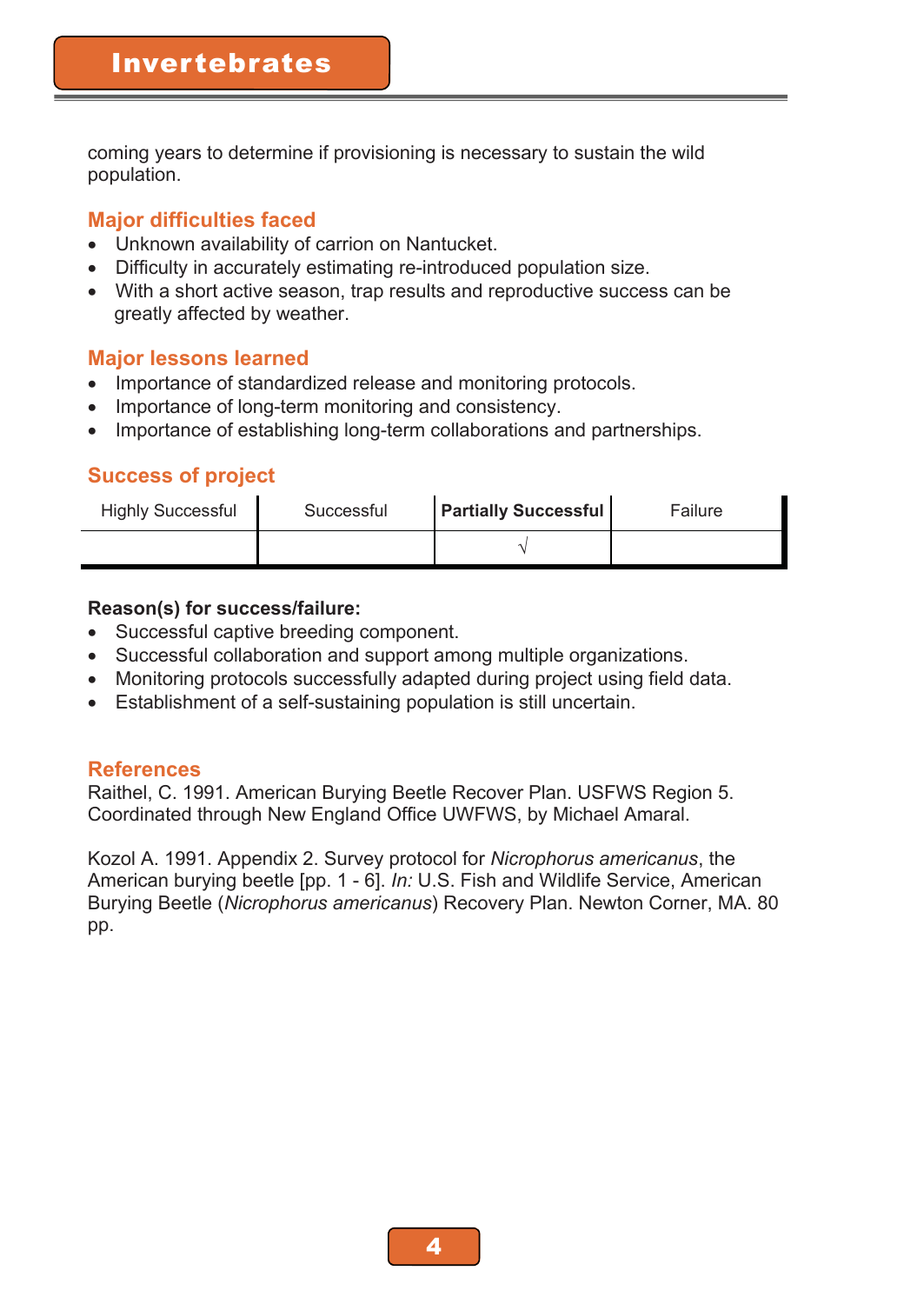coming years to determine if provisioning is necessary to sustain the wild population.

## Major difficulties faced

- Unknown availability of carrion on Nantucket.
- Difficulty in accurately estimating re-introduced population size.
- With a short active season, trap results and reproductive success can be greatly affected by weather.

## Major lessons learned

- Importance of standardized release and monitoring protocols.
- Importance of long-term monitoring and consistency.
- Importance of establishing long-term collaborations and partnerships.

## Success of project

| Highly Successful | Successful | **Partially Successful** | Failure |
|---|---|---|---|
| | | √ | |

**Reason(s) for success/failure:**

- Successful captive breeding component.
- Successful collaboration and support among multiple organizations.
- Monitoring protocols successfully adapted during project using field data.
- Establishment of a self-sustaining population is still uncertain.

## References

Raithel, C. 1991. American Burying Beetle Recover Plan. USFWS Region 5. Coordinated through New England Office UWFWS, by Michael Amaral.

Kozol A. 1991. Appendix 2. Survey protocol for *Nicrophorus americanus*, the American burying beetle [pp. 1 - 6]. *In:* U.S. Fish and Wildlife Service, American Burying Beetle (*Nicrophorus americanus*) Recovery Plan. Newton Corner, MA. 80 pp.